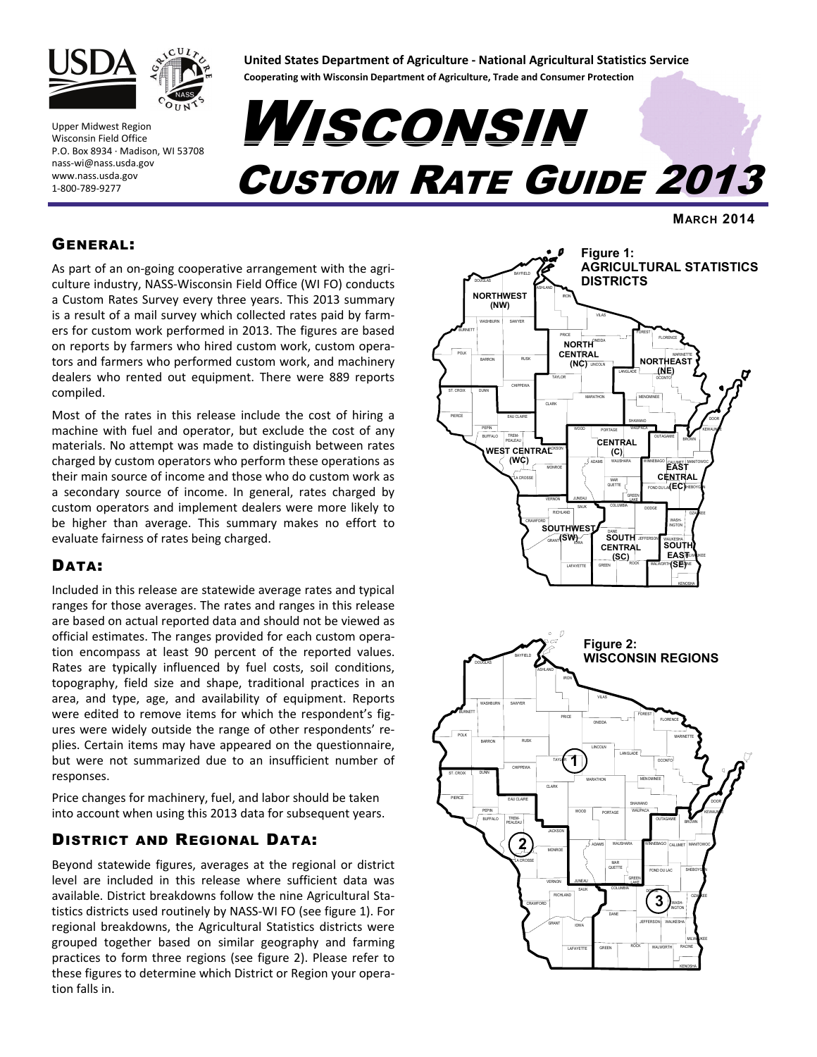United States Department of Agriculture - National Agricultural Statistics Service

Cooperating with Wisconsin Department of Agriculture, Trade and Consumer Protection

Upper Midwest Region
Wisconsin Field Office
P.O. Box 8934 · Madison, WI 53708
nass-wi@nass.usda.gov
www.nass.usda.gov
1-800-789-9277

# Wisconsin Custom Rate Guide 2013

**March 2014**

## General:

As part of an on-going cooperative arrangement with the agriculture industry, NASS-Wisconsin Field Office (WI FO) conducts a Custom Rates Survey every three years. This 2013 summary is a result of a mail survey which collected rates paid by farmers for custom work performed in 2013. The figures are based on reports by farmers who hired custom work, custom operators and farmers who performed custom work, and machinery dealers who rented out equipment. There were 889 reports compiled.

Most of the rates in this release include the cost of hiring a machine with fuel and operator, but exclude the cost of any materials. No attempt was made to distinguish between rates charged by custom operators who perform these operations as their main source of income and those who do custom work as a secondary source of income. In general, rates charged by custom operators and implement dealers were more likely to be higher than average. This summary makes no effort to evaluate fairness of rates being charged.

## Data:

Included in this release are statewide average rates and typical ranges for those averages. The rates and ranges in this release are based on actual reported data and should not be viewed as official estimates. The ranges provided for each custom operation encompass at least 90 percent of the reported values. Rates are typically influenced by fuel costs, soil conditions, topography, field size and shape, traditional practices in an area, and type, age, and availability of equipment. Reports were edited to remove items for which the respondent's figures were widely outside the range of other respondents' replies. Certain items may have appeared on the questionnaire, but were not summarized due to an insufficient number of responses.

Price changes for machinery, fuel, and labor should be taken into account when using this 2013 data for subsequent years.

## District and Regional Data:

Beyond statewide figures, averages at the regional or district level are included in this release where sufficient data was available. District breakdowns follow the nine Agricultural Statistics districts used routinely by NASS-WI FO (see figure 1). For regional breakdowns, the Agricultural Statistics districts were grouped together based on similar geography and farming practices to form three regions (see figure 2). Please refer to these figures to determine which District or Region your operation falls in.

**Figure 1: AGRICULTURAL STATISTICS DISTRICTS**

**Figure 2: WISCONSIN REGIONS**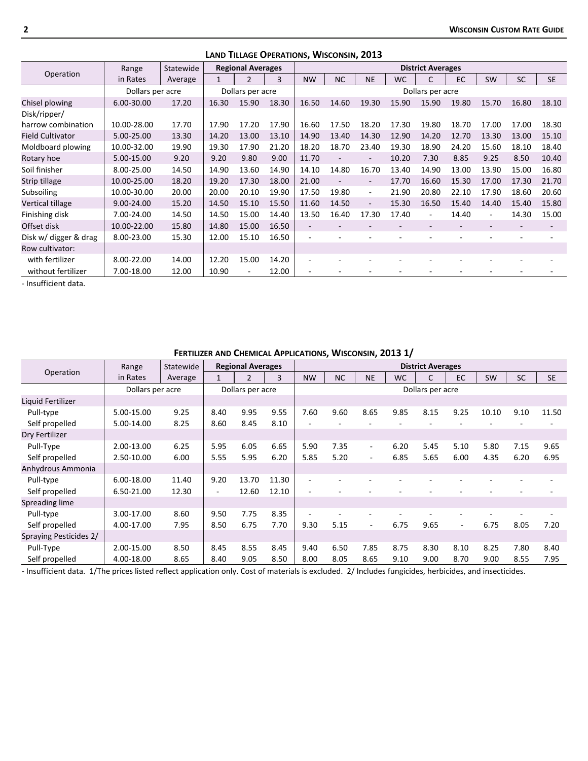## Land Tillage Operations, Wisconsin, 2013

| Operation | Range in Rates | Statewide Average | Regional Averages | | | District Averages | | | | | | | | |
|---|---|---|---|---|---|---|---|---|---|---|---|---|---|---|
| | | | 1 | 2 | 3 | NW | NC | NE | WC | C | EC | SW | SC | SE |
| | Dollars per acre | | Dollars per acre | | | Dollars per acre | | | | | | | | |
| Chisel plowing | 6.00-30.00 | 17.20 | 16.30 | 15.90 | 18.30 | 16.50 | 14.60 | 19.30 | 15.90 | 15.90 | 19.80 | 15.70 | 16.80 | 18.10 |
| Disk/ripper/ harrow combination | 10.00-28.00 | 17.70 | 17.90 | 17.20 | 17.90 | 16.60 | 17.50 | 18.20 | 17.30 | 19.80 | 18.70 | 17.00 | 17.00 | 18.30 |
| Field Cultivator | 5.00-25.00 | 13.30 | 14.20 | 13.00 | 13.10 | 14.90 | 13.40 | 14.30 | 12.90 | 14.20 | 12.70 | 13.30 | 13.00 | 15.10 |
| Moldboard plowing | 10.00-32.00 | 19.90 | 19.30 | 17.90 | 21.20 | 18.20 | 18.70 | 23.40 | 19.30 | 18.90 | 24.20 | 15.60 | 18.10 | 18.40 |
| Rotary hoe | 5.00-15.00 | 9.20 | 9.20 | 9.80 | 9.00 | 11.70 | - | - | 10.20 | 7.30 | 8.85 | 9.25 | 8.50 | 10.40 |
| Soil finisher | 8.00-25.00 | 14.50 | 14.90 | 13.60 | 14.90 | 14.10 | 14.80 | 16.70 | 13.40 | 14.90 | 13.00 | 13.90 | 15.00 | 16.80 |
| Strip tillage | 10.00-25.00 | 18.20 | 19.20 | 17.30 | 18.00 | 21.00 | - | - | 17.70 | 16.60 | 15.30 | 17.00 | 17.30 | 21.70 |
| Subsoiling | 10.00-30.00 | 20.00 | 20.00 | 20.10 | 19.90 | 17.50 | 19.80 | - | 21.90 | 20.80 | 22.10 | 17.90 | 18.60 | 20.60 |
| Vertical tillage | 9.00-24.00 | 15.20 | 14.50 | 15.10 | 15.50 | 11.60 | 14.50 | - | 15.30 | 16.50 | 15.40 | 14.40 | 15.40 | 15.80 |
| Finishing disk | 7.00-24.00 | 14.50 | 14.50 | 15.00 | 14.40 | 13.50 | 16.40 | 17.30 | 17.40 | - | 14.40 | - | 14.30 | 15.00 |
| Offset disk | 10.00-22.00 | 15.80 | 14.80 | 15.00 | 16.50 | - | - | - | - | - | - | - | - | - |
| Disk w/ digger & drag | 8.00-23.00 | 15.30 | 12.00 | 15.10 | 16.50 | - | - | - | - | - | - | - | - | - |
| Row cultivator: | | | | | | | | | | | | | | |
| with fertilizer | 8.00-22.00 | 14.00 | 12.20 | 15.00 | 14.20 | - | - | - | - | - | - | - | - | - |
| without fertilizer | 7.00-18.00 | 12.00 | 10.90 | - | 12.00 | - | - | - | - | - | - | - | - | - |

- Insufficient data.

## Fertilizer and Chemical Applications, Wisconsin, 2013 1/

| Operation | Range in Rates | Statewide Average | Regional Averages | | | District Averages | | | | | | | | |
|---|---|---|---|---|---|---|---|---|---|---|---|---|---|---|
| | | | 1 | 2 | 3 | NW | NC | NE | WC | C | EC | SW | SC | SE |
| | Dollars per acre | | Dollars per acre | | | Dollars per acre | | | | | | | | |
| Liquid Fertilizer | | | | | | | | | | | | | | |
| Pull-type | 5.00-15.00 | 9.25 | 8.40 | 9.95 | 9.55 | 7.60 | 9.60 | 8.65 | 9.85 | 8.15 | 9.25 | 10.10 | 9.10 | 11.50 |
| Self propelled | 5.00-14.00 | 8.25 | 8.60 | 8.45 | 8.10 | - | - | - | - | - | - | - | - | - |
| Dry Fertilizer | | | | | | | | | | | | | | |
| Pull-Type | 2.00-13.00 | 6.25 | 5.95 | 6.05 | 6.65 | 5.90 | 7.35 | - | 6.20 | 5.45 | 5.10 | 5.80 | 7.15 | 9.65 |
| Self propelled | 2.50-10.00 | 6.00 | 5.55 | 5.95 | 6.20 | 5.85 | 5.20 | - | 6.85 | 5.65 | 6.00 | 4.35 | 6.20 | 6.95 |
| Anhydrous Ammonia | | | | | | | | | | | | | | |
| Pull-type | 6.00-18.00 | 11.40 | 9.20 | 13.70 | 11.30 | - | - | - | - | - | - | - | - | - |
| Self propelled | 6.50-21.00 | 12.30 | - | 12.60 | 12.10 | - | - | - | - | - | - | - | - | - |
| Spreading lime | | | | | | | | | | | | | | |
| Pull-type | 3.00-17.00 | 8.60 | 9.50 | 7.75 | 8.35 | - | - | - | - | - | - | - | - | - |
| Self propelled | 4.00-17.00 | 7.95 | 8.50 | 6.75 | 7.70 | 9.30 | 5.15 | - | 6.75 | 9.65 | - | 6.75 | 8.05 | 7.20 |
| Spraying Pesticides 2/ | | | | | | | | | | | | | | |
| Pull-Type | 2.00-15.00 | 8.50 | 8.45 | 8.55 | 8.45 | 9.40 | 6.50 | 7.85 | 8.75 | 8.30 | 8.10 | 8.25 | 7.80 | 8.40 |
| Self propelled | 4.00-18.00 | 8.65 | 8.40 | 9.05 | 8.50 | 8.00 | 8.05 | 8.65 | 9.10 | 9.00 | 8.70 | 9.00 | 8.55 | 7.95 |

- Insufficient data. 1/The prices listed reflect application only. Cost of materials is excluded. 2/ Includes fungicides, herbicides, and insecticides.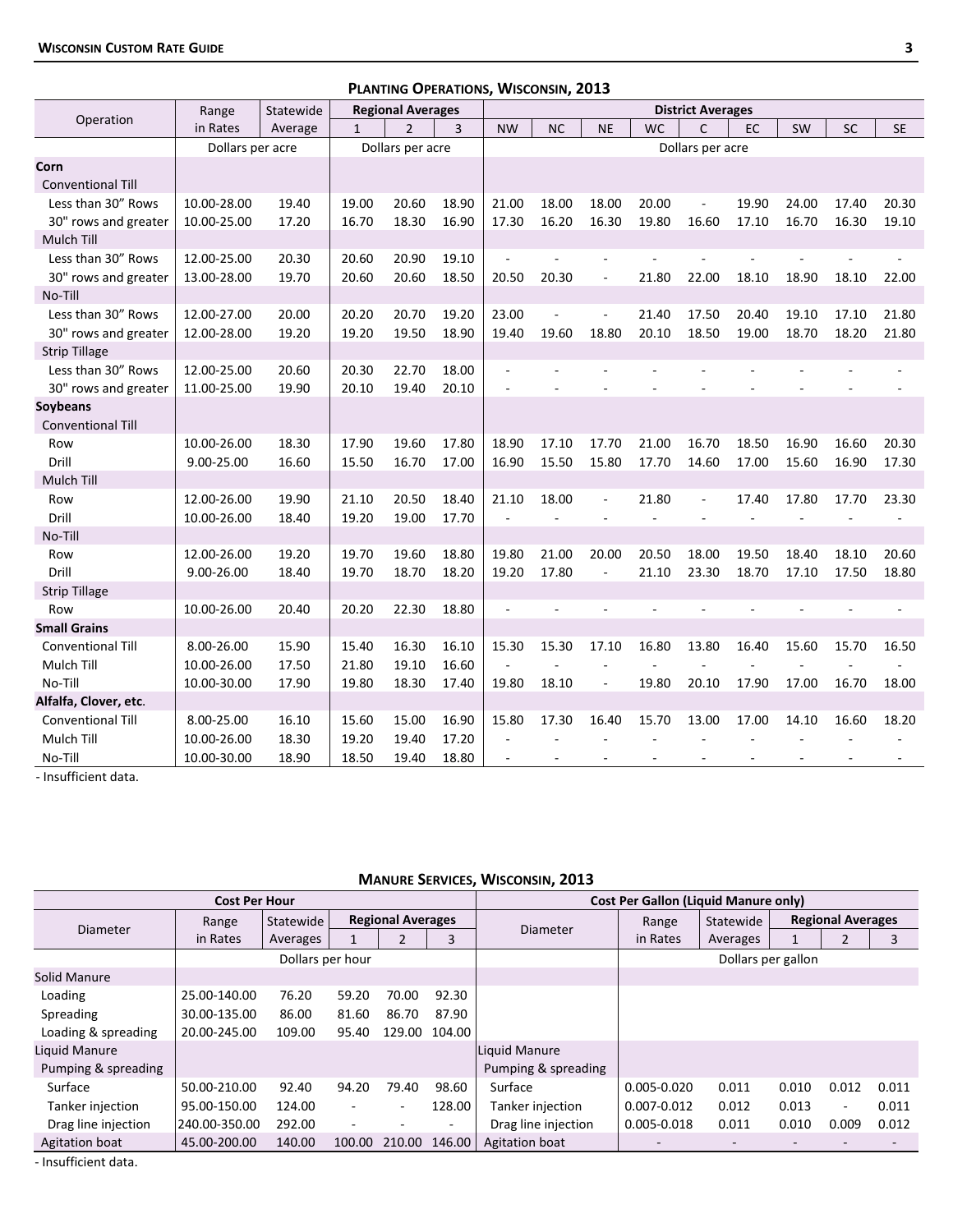## Planting Operations, Wisconsin, 2013

| Operation | Range in Rates | Statewide Average | Regional Averages | | | District Averages | | | | | | | | |
|---|---|---|---|---|---|---|---|---|---|---|---|---|---|---|
| | | | 1 | 2 | 3 | NW | NC | NE | WC | C | EC | SW | SC | SE |
| | Dollars per acre | | Dollars per acre | | | Dollars per acre | | | | | | | | |
| **Corn** | | | | | | | | | | | | | | |
| Conventional Till | | | | | | | | | | | | | | |
| Less than 30" Rows | 10.00-28.00 | 19.40 | 19.00 | 20.60 | 18.90 | 21.00 | 18.00 | 18.00 | 20.00 | - | 19.90 | 24.00 | 17.40 | 20.30 |
| 30" rows and greater | 10.00-25.00 | 17.20 | 16.70 | 18.30 | 16.90 | 17.30 | 16.20 | 16.30 | 19.80 | 16.60 | 17.10 | 16.70 | 16.30 | 19.10 |
| Mulch Till | | | | | | | | | | | | | | |
| Less than 30" Rows | 12.00-25.00 | 20.30 | 20.60 | 20.90 | 19.10 | - | - | - | - | - | - | - | - | - |
| 30" rows and greater | 13.00-28.00 | 19.70 | 20.60 | 20.60 | 18.50 | 20.50 | 20.30 | - | 21.80 | 22.00 | 18.10 | 18.90 | 18.10 | 22.00 |
| No-Till | | | | | | | | | | | | | | |
| Less than 30" Rows | 12.00-27.00 | 20.00 | 20.20 | 20.70 | 19.20 | 23.00 | - | - | 21.40 | 17.50 | 20.40 | 19.10 | 17.10 | 21.80 |
| 30" rows and greater | 12.00-28.00 | 19.20 | 19.20 | 19.50 | 18.90 | 19.40 | 19.60 | 18.80 | 20.10 | 18.50 | 19.00 | 18.70 | 18.20 | 21.80 |
| Strip Tillage | | | | | | | | | | | | | | |
| Less than 30" Rows | 12.00-25.00 | 20.60 | 20.30 | 22.70 | 18.00 | - | - | - | - | - | - | - | - | - |
| 30" rows and greater | 11.00-25.00 | 19.90 | 20.10 | 19.40 | 20.10 | - | - | - | - | - | - | - | - | - |
| **Soybeans** | | | | | | | | | | | | | | |
| Conventional Till | | | | | | | | | | | | | | |
| Row | 10.00-26.00 | 18.30 | 17.90 | 19.60 | 17.80 | 18.90 | 17.10 | 17.70 | 21.00 | 16.70 | 18.50 | 16.90 | 16.60 | 20.30 |
| Drill | 9.00-25.00 | 16.60 | 15.50 | 16.70 | 17.00 | 16.90 | 15.50 | 15.80 | 17.70 | 14.60 | 17.00 | 15.60 | 16.90 | 17.30 |
| Mulch Till | | | | | | | | | | | | | | |
| Row | 12.00-26.00 | 19.90 | 21.10 | 20.50 | 18.40 | 21.10 | 18.00 | - | 21.80 | - | 17.40 | 17.80 | 17.70 | 23.30 |
| Drill | 10.00-26.00 | 18.40 | 19.20 | 19.00 | 17.70 | - | - | - | - | - | - | - | - | - |
| No-Till | | | | | | | | | | | | | | |
| Row | 12.00-26.00 | 19.20 | 19.70 | 19.60 | 18.80 | 19.80 | 21.00 | 20.00 | 20.50 | 18.00 | 19.50 | 18.40 | 18.10 | 20.60 |
| Drill | 9.00-26.00 | 18.40 | 19.70 | 18.70 | 18.20 | 19.20 | 17.80 | - | 21.10 | 23.30 | 18.70 | 17.10 | 17.50 | 18.80 |
| Strip Tillage | | | | | | | | | | | | | | |
| Row | 10.00-26.00 | 20.40 | 20.20 | 22.30 | 18.80 | - | - | - | - | - | - | - | - | - |
| **Small Grains** | | | | | | | | | | | | | | |
| Conventional Till | 8.00-26.00 | 15.90 | 15.40 | 16.30 | 16.10 | 15.30 | 15.30 | 17.10 | 16.80 | 13.80 | 16.40 | 15.60 | 15.70 | 16.50 |
| Mulch Till | 10.00-26.00 | 17.50 | 21.80 | 19.10 | 16.60 | - | - | - | - | - | - | - | - | - |
| No-Till | 10.00-30.00 | 17.90 | 19.80 | 18.30 | 17.40 | 19.80 | 18.10 | - | 19.80 | 20.10 | 17.90 | 17.00 | 16.70 | 18.00 |
| **Alfalfa, Clover, etc.** | | | | | | | | | | | | | | |
| Conventional Till | 8.00-25.00 | 16.10 | 15.60 | 15.00 | 16.90 | 15.80 | 17.30 | 16.40 | 15.70 | 13.00 | 17.00 | 14.10 | 16.60 | 18.20 |
| Mulch Till | 10.00-26.00 | 18.30 | 19.20 | 19.40 | 17.20 | - | - | - | - | - | - | - | - | - |
| No-Till | 10.00-30.00 | 18.90 | 18.50 | 19.40 | 18.80 | - | - | - | - | - | - | - | - | - |

- Insufficient data.

## Manure Services, Wisconsin, 2013

| Cost Per Hour | | | | | | Cost Per Gallon (Liquid Manure only) | | | | | |
|---|---|---|---|---|---|---|---|---|---|---|---|
| Diameter | Range in Rates | Statewide Averages | Regional Averages | | | Diameter | Range in Rates | Statewide Averages | Regional Averages | | |
| | | | 1 | 2 | 3 | | | | 1 | 2 | 3 |
| | Dollars per hour | | | | | | Dollars per gallon | | | | |
| Solid Manure | | | | | | | | | | | |
| Loading | 25.00-140.00 | 76.20 | 59.20 | 70.00 | 92.30 | | | | | | |
| Spreading | 30.00-135.00 | 86.00 | 81.60 | 86.70 | 87.90 | | | | | | |
| Loading & spreading | 20.00-245.00 | 109.00 | 95.40 | 129.00 | 104.00 | | | | | | |
| Liquid Manure | | | | | | Liquid Manure | | | | | |
| Pumping & spreading | | | | | | Pumping & spreading | | | | | |
| Surface | 50.00-210.00 | 92.40 | 94.20 | 79.40 | 98.60 | Surface | 0.005-0.020 | 0.011 | 0.010 | 0.012 | 0.011 |
| Tanker injection | 95.00-150.00 | 124.00 | - | - | 128.00 | Tanker injection | 0.007-0.012 | 0.012 | 0.013 | - | 0.011 |
| Drag line injection | 240.00-350.00 | 292.00 | - | - | - | Drag line injection | 0.005-0.018 | 0.011 | 0.010 | 0.009 | 0.012 |
| Agitation boat | 45.00-200.00 | 140.00 | 100.00 | 210.00 | 146.00 | Agitation boat | - | - | - | - | - |

- Insufficient data.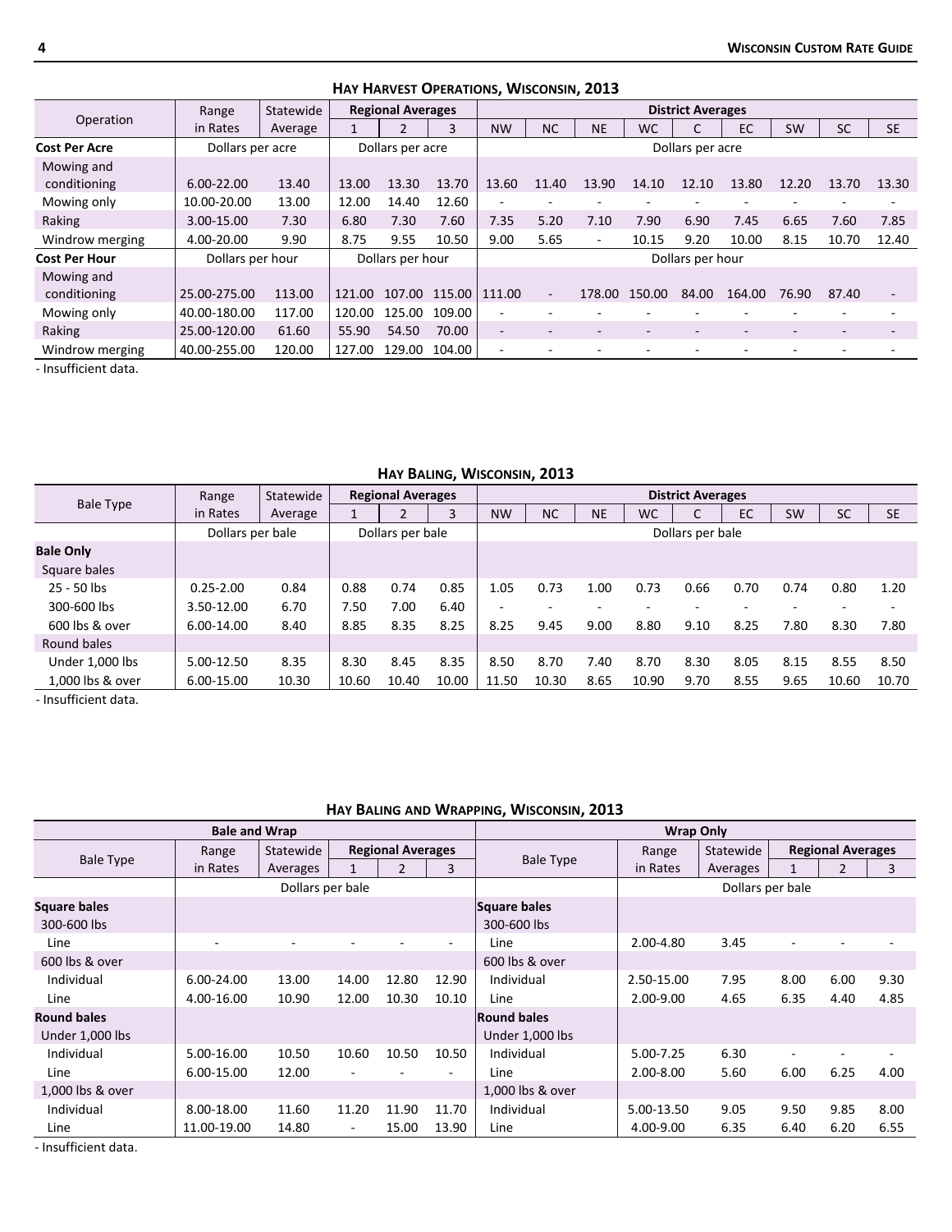## Hay Harvest Operations, Wisconsin, 2013

| Operation | Range in Rates | Statewide Average | Regional Averages | | | District Averages | | | | | | | | |
|---|---|---|---|---|---|---|---|---|---|---|---|---|---|---|
| | | | 1 | 2 | 3 | NW | NC | NE | WC | C | EC | SW | SC | SE |
| **Cost Per Acre** | Dollars per acre | | Dollars per acre | | | Dollars per acre | | | | | | | | |
| Mowing and conditioning | 6.00-22.00 | 13.40 | 13.00 | 13.30 | 13.70 | 13.60 | 11.40 | 13.90 | 14.10 | 12.10 | 13.80 | 12.20 | 13.70 | 13.30 |
| Mowing only | 10.00-20.00 | 13.00 | 12.00 | 14.40 | 12.60 | - | - | - | - | - | - | - | - | - |
| Raking | 3.00-15.00 | 7.30 | 6.80 | 7.30 | 7.60 | 7.35 | 5.20 | 7.10 | 7.90 | 6.90 | 7.45 | 6.65 | 7.60 | 7.85 |
| Windrow merging | 4.00-20.00 | 9.90 | 8.75 | 9.55 | 10.50 | 9.00 | 5.65 | - | 10.15 | 9.20 | 10.00 | 8.15 | 10.70 | 12.40 |
| **Cost Per Hour** | Dollars per hour | | Dollars per hour | | | Dollars per hour | | | | | | | | |
| Mowing and conditioning | 25.00-275.00 | 113.00 | 121.00 | 107.00 | 115.00 | 111.00 | - | 178.00 | 150.00 | 84.00 | 164.00 | 76.90 | 87.40 | - |
| Mowing only | 40.00-180.00 | 117.00 | 120.00 | 125.00 | 109.00 | - | - | - | - | - | - | - | - | - |
| Raking | 25.00-120.00 | 61.60 | 55.90 | 54.50 | 70.00 | - | - | - | - | - | - | - | - | - |
| Windrow merging | 40.00-255.00 | 120.00 | 127.00 | 129.00 | 104.00 | - | - | - | - | - | - | - | - | - |

- Insufficient data.

## Hay Baling, Wisconsin, 2013

| Bale Type | Range in Rates | Statewide Average | Regional Averages | | | District Averages | | | | | | | | |
|---|---|---|---|---|---|---|---|---|---|---|---|---|---|---|
| | | | 1 | 2 | 3 | NW | NC | NE | WC | C | EC | SW | SC | SE |
| | Dollars per bale | | Dollars per bale | | | Dollars per bale | | | | | | | | |
| **Bale Only** | | | | | | | | | | | | | | |
| Square bales | | | | | | | | | | | | | | |
| 25 - 50 lbs | 0.25-2.00 | 0.84 | 0.88 | 0.74 | 0.85 | 1.05 | 0.73 | 1.00 | 0.73 | 0.66 | 0.70 | 0.74 | 0.80 | 1.20 |
| 300-600 lbs | 3.50-12.00 | 6.70 | 7.50 | 7.00 | 6.40 | - | - | - | - | - | - | - | - | - |
| 600 lbs & over | 6.00-14.00 | 8.40 | 8.85 | 8.35 | 8.25 | 8.25 | 9.45 | 9.00 | 8.80 | 9.10 | 8.25 | 7.80 | 8.30 | 7.80 |
| Round bales | | | | | | | | | | | | | | |
| Under 1,000 lbs | 5.00-12.50 | 8.35 | 8.30 | 8.45 | 8.35 | 8.50 | 8.70 | 7.40 | 8.70 | 8.30 | 8.05 | 8.15 | 8.55 | 8.50 |
| 1,000 lbs & over | 6.00-15.00 | 10.30 | 10.60 | 10.40 | 10.00 | 11.50 | 10.30 | 8.65 | 10.90 | 9.70 | 8.55 | 9.65 | 10.60 | 10.70 |

- Insufficient data.

## Hay Baling and Wrapping, Wisconsin, 2013

| Bale and Wrap | | | | | | Wrap Only | | | | | |
|---|---|---|---|---|---|---|---|---|---|---|---|
| Bale Type | Range in Rates | Statewide Averages | Regional Averages | | | Bale Type | Range in Rates | Statewide Averages | Regional Averages | | |
| | | | 1 | 2 | 3 | | | | 1 | 2 | 3 |
| | Dollars per bale | | | | | | Dollars per bale | | | | |
| **Square bales** | | | | | | **Square bales** | | | | | |
| 300-600 lbs | | | | | | 300-600 lbs | | | | | |
| Line | - | - | - | - | - | Line | 2.00-4.80 | 3.45 | - | - | - |
| 600 lbs & over | | | | | | 600 lbs & over | | | | | |
| Individual | 6.00-24.00 | 13.00 | 14.00 | 12.80 | 12.90 | Individual | 2.50-15.00 | 7.95 | 8.00 | 6.00 | 9.30 |
| Line | 4.00-16.00 | 10.90 | 12.00 | 10.30 | 10.10 | Line | 2.00-9.00 | 4.65 | 6.35 | 4.40 | 4.85 |
| **Round bales** | | | | | | **Round bales** | | | | | |
| Under 1,000 lbs | | | | | | Under 1,000 lbs | | | | | |
| Individual | 5.00-16.00 | 10.50 | 10.60 | 10.50 | 10.50 | Individual | 5.00-7.25 | 6.30 | - | - | - |
| Line | 6.00-15.00 | 12.00 | - | - | - | Line | 2.00-8.00 | 5.60 | 6.00 | 6.25 | 4.00 |
| 1,000 lbs & over | | | | | | 1,000 lbs & over | | | | | |
| Individual | 8.00-18.00 | 11.60 | 11.20 | 11.90 | 11.70 | Individual | 5.00-13.50 | 9.05 | 9.50 | 9.85 | 8.00 |
| Line | 11.00-19.00 | 14.80 | - | 15.00 | 13.90 | Line | 4.00-9.00 | 6.35 | 6.40 | 6.20 | 6.55 |

- Insufficient data.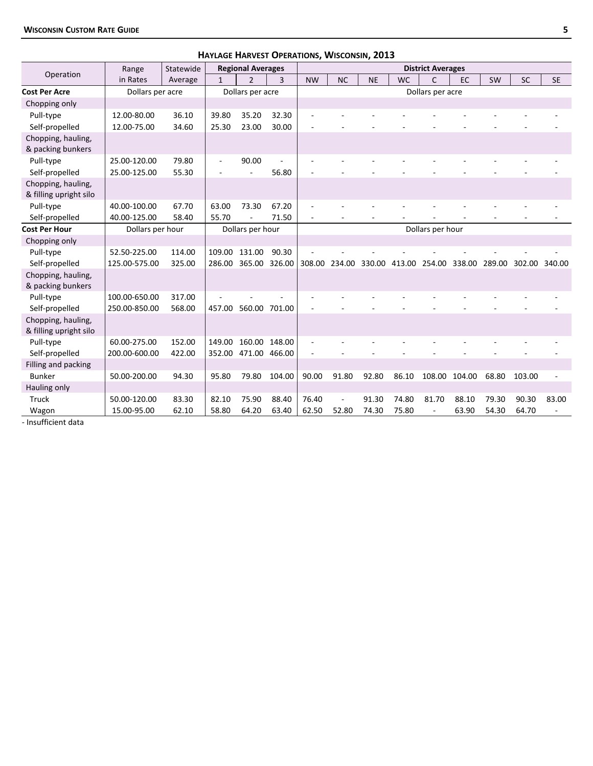## Haylage Harvest Operations, Wisconsin, 2013

| Operation | Range in Rates | Statewide Average | Regional Averages | | | District Averages | | | | | | | | |
|---|---|---|---|---|---|---|---|---|---|---|---|---|---|---|
| | | | 1 | 2 | 3 | NW | NC | NE | WC | C | EC | SW | SC | SE |
| **Cost Per Acre** | Dollars per acre | | Dollars per acre | | | Dollars per acre | | | | | | | | |
| Chopping only | | | | | | | | | | | | | | |
| Pull-type | 12.00-80.00 | 36.10 | 39.80 | 35.20 | 32.30 | - | - | - | - | - | - | - | - | - |
| Self-propelled | 12.00-75.00 | 34.60 | 25.30 | 23.00 | 30.00 | - | - | - | - | - | - | - | - | - |
| Chopping, hauling, & packing bunkers | | | | | | | | | | | | | | |
| Pull-type | 25.00-120.00 | 79.80 | - | 90.00 | - | - | - | - | - | - | - | - | - | - |
| Self-propelled | 25.00-125.00 | 55.30 | - | - | 56.80 | - | - | - | - | - | - | - | - | - |
| Chopping, hauling, & filling upright silo | | | | | | | | | | | | | | |
| Pull-type | 40.00-100.00 | 67.70 | 63.00 | 73.30 | 67.20 | - | - | - | - | - | - | - | - | - |
| Self-propelled | 40.00-125.00 | 58.40 | 55.70 | - | 71.50 | - | - | - | - | - | - | - | - | - |
| **Cost Per Hour** | Dollars per hour | | Dollars per hour | | | Dollars per hour | | | | | | | | |
| Chopping only | | | | | | | | | | | | | | |
| Pull-type | 52.50-225.00 | 114.00 | 109.00 | 131.00 | 90.30 | - | - | - | - | - | - | - | - | - |
| Self-propelled | 125.00-575.00 | 325.00 | 286.00 | 365.00 | 326.00 | 308.00 | 234.00 | 330.00 | 413.00 | 254.00 | 338.00 | 289.00 | 302.00 | 340.00 |
| Chopping, hauling, & packing bunkers | | | | | | | | | | | | | | |
| Pull-type | 100.00-650.00 | 317.00 | - | - | - | - | - | - | - | - | - | - | - | - |
| Self-propelled | 250.00-850.00 | 568.00 | 457.00 | 560.00 | 701.00 | - | - | - | - | - | - | - | - | - |
| Chopping, hauling, & filling upright silo | | | | | | | | | | | | | | |
| Pull-type | 60.00-275.00 | 152.00 | 149.00 | 160.00 | 148.00 | - | - | - | - | - | - | - | - | - |
| Self-propelled | 200.00-600.00 | 422.00 | 352.00 | 471.00 | 466.00 | - | - | - | - | - | - | - | - | - |
| Filling and packing | | | | | | | | | | | | | | |
| Bunker | 50.00-200.00 | 94.30 | 95.80 | 79.80 | 104.00 | 90.00 | 91.80 | 92.80 | 86.10 | 108.00 | 104.00 | 68.80 | 103.00 | - |
| Hauling only | | | | | | | | | | | | | | |
| Truck | 50.00-120.00 | 83.30 | 82.10 | 75.90 | 88.40 | 76.40 | - | 91.30 | 74.80 | 81.70 | 88.10 | 79.30 | 90.30 | 83.00 |
| Wagon | 15.00-95.00 | 62.10 | 58.80 | 64.20 | 63.40 | 62.50 | 52.80 | 74.30 | 75.80 | - | 63.90 | 54.30 | 64.70 | - |

- Insufficient data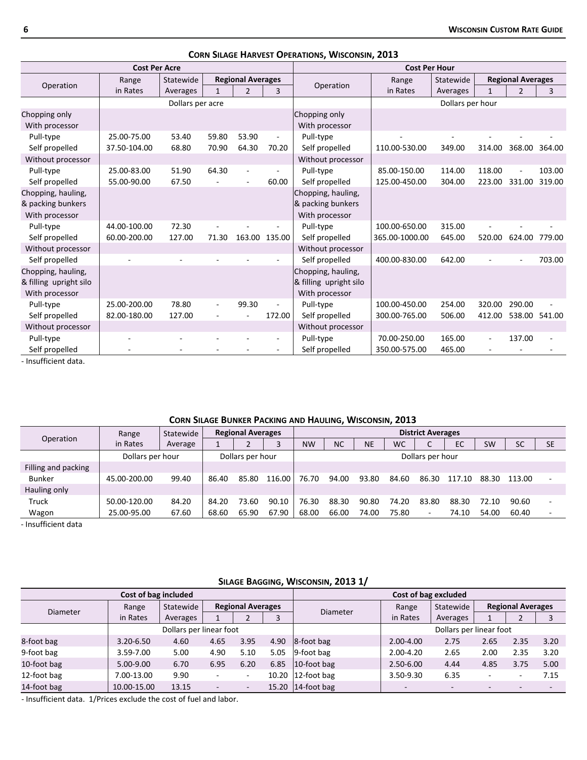## Corn Silage Harvest Operations, Wisconsin, 2013

| Cost Per Acre | | | | | | Cost Per Hour | | | | | |
|---|---|---|---|---|---|---|---|---|---|---|---|
| Operation | Range in Rates | Statewide Averages | Regional Averages 1 | 2 | 3 | Operation | Range in Rates | Statewide Averages | Regional Averages 1 | 2 | 3 |
| | Dollars per acre | | | | | | Dollars per hour | | | | |
| Chopping only | | | | | | Chopping only | | | | | |
| With processor | | | | | | With processor | | | | | |
| Pull-type | 25.00-75.00 | 53.40 | 59.80 | 53.90 | - | Pull-type | - | - | - | - | - |
| Self propelled | 37.50-104.00 | 68.80 | 70.90 | 64.30 | 70.20 | Self propelled | 110.00-530.00 | 349.00 | 314.00 | 368.00 | 364.00 |
| Without processor | | | | | | Without processor | | | | | |
| Pull-type | 25.00-83.00 | 51.90 | 64.30 | - | - | Pull-type | 85.00-150.00 | 114.00 | 118.00 | - | 103.00 |
| Self propelled | 55.00-90.00 | 67.50 | - | - | 60.00 | Self propelled | 125.00-450.00 | 304.00 | 223.00 | 331.00 | 319.00 |
| Chopping, hauling, & packing bunkers | | | | | | Chopping, hauling, & packing bunkers | | | | | |
| With processor | | | | | | With processor | | | | | |
| Pull-type | 44.00-100.00 | 72.30 | - | - | - | Pull-type | 100.00-650.00 | 315.00 | - | - | - |
| Self propelled | 60.00-200.00 | 127.00 | 71.30 | 163.00 | 135.00 | Self propelled | 365.00-1000.00 | 645.00 | 520.00 | 624.00 | 779.00 |
| Without processor | | | | | | Without processor | | | | | |
| Self propelled | - | - | - | - | - | Self propelled | 400.00-830.00 | 642.00 | - | - | 703.00 |
| Chopping, hauling, & filling upright silo | | | | | | Chopping, hauling, & filling upright silo | | | | | |
| With processor | | | | | | With processor | | | | | |
| Pull-type | 25.00-200.00 | 78.80 | - | 99.30 | - | Pull-type | 100.00-450.00 | 254.00 | 320.00 | 290.00 | - |
| Self propelled | 82.00-180.00 | 127.00 | - | - | 172.00 | Self propelled | 300.00-765.00 | 506.00 | 412.00 | 538.00 | 541.00 |
| Without processor | | | | | | Without processor | | | | | |
| Pull-type | - | - | - | - | - | Pull-type | 70.00-250.00 | 165.00 | - | 137.00 | - |
| Self propelled | - | - | - | - | - | Self propelled | 350.00-575.00 | 465.00 | - | - | - |

- Insufficient data.

## Corn Silage Bunker Packing and Hauling, Wisconsin, 2013

| Operation | Range in Rates | Statewide Average | Regional Averages 1 | 2 | 3 | District Averages NW | NC | NE | WC | C | EC | SW | SC | SE |
|---|---|---|---|---|---|---|---|---|---|---|---|---|---|---|
| | Dollars per hour | | Dollars per hour | | | Dollars per hour | | | | | | | | |
| Filling and packing | | | | | | | | | | | | | | |
| Bunker | 45.00-200.00 | 99.40 | 86.40 | 85.80 | 116.00 | 76.70 | 94.00 | 93.80 | 84.60 | 86.30 | 117.10 | 88.30 | 113.00 | - |
| Hauling only | | | | | | | | | | | | | | |
| Truck | 50.00-120.00 | 84.20 | 84.20 | 73.60 | 90.10 | 76.30 | 88.30 | 90.80 | 74.20 | 83.80 | 88.30 | 72.10 | 90.60 | - |
| Wagon | 25.00-95.00 | 67.60 | 68.60 | 65.90 | 67.90 | 68.00 | 66.00 | 74.00 | 75.80 | - | 74.10 | 54.00 | 60.40 | - |

- Insufficient data

## Silage Bagging, Wisconsin, 2013 1/

| Cost of bag included | | | | | | Cost of bag excluded | | | | | |
|---|---|---|---|---|---|---|---|---|---|---|---|
| Diameter | Range in Rates | Statewide Averages | Regional Averages 1 | 2 | 3 | Diameter | Range in Rates | Statewide Averages | Regional Averages 1 | 2 | 3 |
| | Dollars per linear foot | | | | | | Dollars per linear foot | | | | |
| 8-foot bag | 3.20-6.50 | 4.60 | 4.65 | 3.95 | 4.90 | 8-foot bag | 2.00-4.00 | 2.75 | 2.65 | 2.35 | 3.20 |
| 9-foot bag | 3.59-7.00 | 5.00 | 4.90 | 5.10 | 5.05 | 9-foot bag | 2.00-4.20 | 2.65 | 2.00 | 2.35 | 3.20 |
| 10-foot bag | 5.00-9.00 | 6.70 | 6.95 | 6.20 | 6.85 | 10-foot bag | 2.50-6.00 | 4.44 | 4.85 | 3.75 | 5.00 |
| 12-foot bag | 7.00-13.00 | 9.90 | - | - | 10.20 | 12-foot bag | 3.50-9.30 | 6.35 | - | - | 7.15 |
| 14-foot bag | 10.00-15.00 | 13.15 | - | - | 15.20 | 14-foot bag | - | - | - | - | - |

- Insufficient data. 1/Prices exclude the cost of fuel and labor.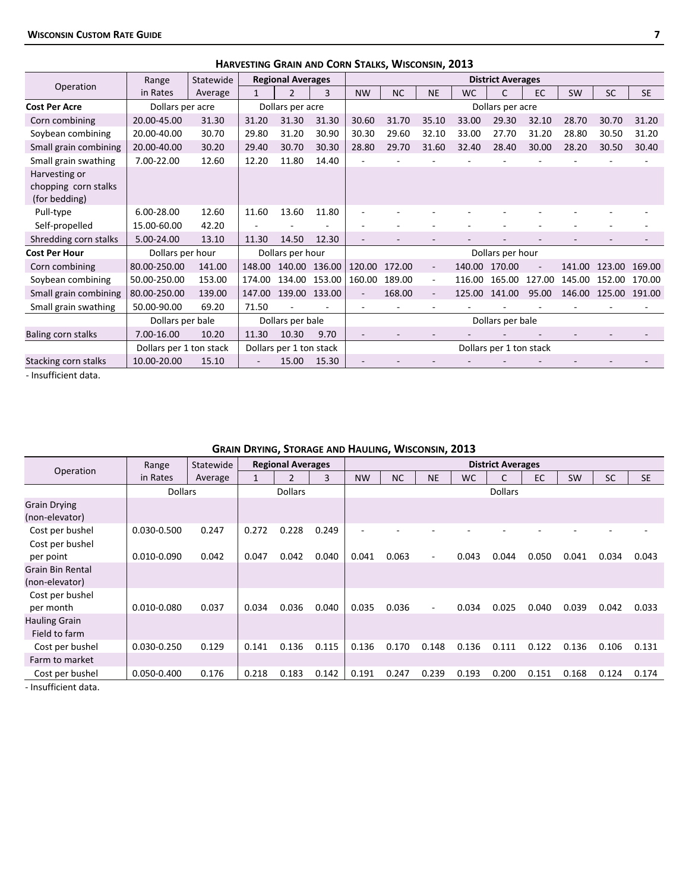## Harvesting Grain and Corn Stalks, Wisconsin, 2013

| Operation | Range in Rates | Statewide Average | Regional Averages 1 | 2 | 3 | District Averages NW | NC | NE | WC | C | EC | SW | SC | SE |
|---|---|---|---|---|---|---|---|---|---|---|---|---|---|---|
| **Cost Per Acre** | Dollars per acre | | Dollars per acre | | | Dollars per acre | | | | | | | | |
| Corn combining | 20.00-45.00 | 31.30 | 31.20 | 31.30 | 31.30 | 30.60 | 31.70 | 35.10 | 33.00 | 29.30 | 32.10 | 28.70 | 30.70 | 31.20 |
| Soybean combining | 20.00-40.00 | 30.70 | 29.80 | 31.20 | 30.90 | 30.30 | 29.60 | 32.10 | 33.00 | 27.70 | 31.20 | 28.80 | 30.50 | 31.20 |
| Small grain combining | 20.00-40.00 | 30.20 | 29.40 | 30.70 | 30.30 | 28.80 | 29.70 | 31.60 | 32.40 | 28.40 | 30.00 | 28.20 | 30.50 | 30.40 |
| Small grain swathing | 7.00-22.00 | 12.60 | 12.20 | 11.80 | 14.40 | - | - | - | - | - | - | - | - | - |
| Harvesting or chopping corn stalks (for bedding) | | | | | | | | | | | | | | |
| Pull-type | 6.00-28.00 | 12.60 | 11.60 | 13.60 | 11.80 | - | - | - | - | - | - | - | - | - |
| Self-propelled | 15.00-60.00 | 42.20 | - | - | - | - | - | - | - | - | - | - | - | - |
| Shredding corn stalks | 5.00-24.00 | 13.10 | 11.30 | 14.50 | 12.30 | - | - | - | - | - | - | - | - | - |
| **Cost Per Hour** | Dollars per hour | | Dollars per hour | | | Dollars per hour | | | | | | | | |
| Corn combining | 80.00-250.00 | 141.00 | 148.00 | 140.00 | 136.00 | 120.00 | 172.00 | - | 140.00 | 170.00 | - | 141.00 | 123.00 | 169.00 |
| Soybean combining | 50.00-250.00 | 153.00 | 174.00 | 134.00 | 153.00 | 160.00 | 189.00 | - | 116.00 | 165.00 | 127.00 | 145.00 | 152.00 | 170.00 |
| Small grain combining | 80.00-250.00 | 139.00 | 147.00 | 139.00 | 133.00 | - | 168.00 | - | 125.00 | 141.00 | 95.00 | 146.00 | 125.00 | 191.00 |
| Small grain swathing | 50.00-90.00 | 69.20 | 71.50 | - | - | - | - | - | - | - | - | - | - | - |
| | Dollars per bale | | Dollars per bale | | | Dollars per bale | | | | | | | | |
| Baling corn stalks | 7.00-16.00 | 10.20 | 11.30 | 10.30 | 9.70 | - | - | - | - | - | - | - | - | - |
| | Dollars per 1 ton stack | | Dollars per 1 ton stack | | | Dollars per 1 ton stack | | | | | | | | |
| Stacking corn stalks | 10.00-20.00 | 15.10 | - | 15.00 | 15.30 | - | - | - | - | - | - | - | - | - |

\- Insufficient data.

## Grain Drying, Storage and Hauling, Wisconsin, 2013

| Operation | Range in Rates | Statewide Average | Regional Averages 1 | 2 | 3 | District Averages NW | NC | NE | WC | C | EC | SW | SC | SE |
|---|---|---|---|---|---|---|---|---|---|---|---|---|---|---|
| | Dollars | | Dollars | | | Dollars | | | | | | | | |
| Grain Drying (non-elevator) | | | | | | | | | | | | | | |
| Cost per bushel | 0.030-0.500 | 0.247 | 0.272 | 0.228 | 0.249 | - | - | - | - | - | - | - | - | - |
| Cost per bushel per point | 0.010-0.090 | 0.042 | 0.047 | 0.042 | 0.040 | 0.041 | 0.063 | - | 0.043 | 0.044 | 0.050 | 0.041 | 0.034 | 0.043 |
| Grain Bin Rental (non-elevator) | | | | | | | | | | | | | | |
| Cost per bushel per month | 0.010-0.080 | 0.037 | 0.034 | 0.036 | 0.040 | 0.035 | 0.036 | - | 0.034 | 0.025 | 0.040 | 0.039 | 0.042 | 0.033 |
| Hauling Grain | | | | | | | | | | | | | | |
| Field to farm | | | | | | | | | | | | | | |
| Cost per bushel | 0.030-0.250 | 0.129 | 0.141 | 0.136 | 0.115 | 0.136 | 0.170 | 0.148 | 0.136 | 0.111 | 0.122 | 0.136 | 0.106 | 0.131 |
| Farm to market | | | | | | | | | | | | | | |
| Cost per bushel | 0.050-0.400 | 0.176 | 0.218 | 0.183 | 0.142 | 0.191 | 0.247 | 0.239 | 0.193 | 0.200 | 0.151 | 0.168 | 0.124 | 0.174 |

\- Insufficient data.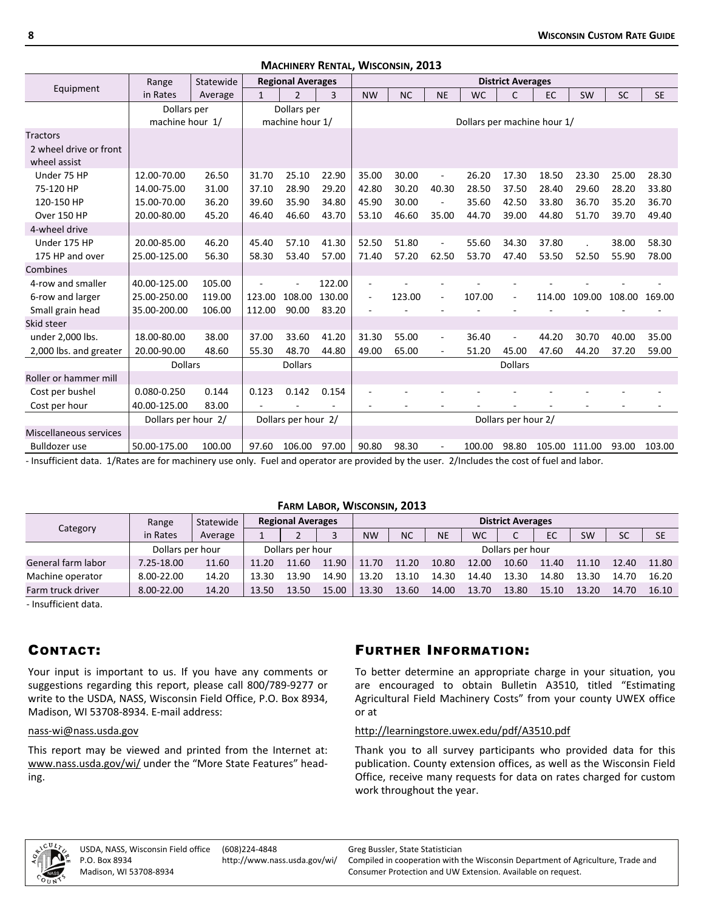## MACHINERY RENTAL, WISCONSIN, 2013

| Equipment | Range in Rates | Statewide Average | Regional Averages | | | District Averages | | | | | | | | |
|---|---|---|---|---|---|---|---|---|---|---|---|---|---|---|
| | | | 1 | 2 | 3 | NW | NC | NE | WC | C | EC | SW | SC | SE |
| | Dollars per machine hour 1/ | | Dollars per machine hour 1/ | | | Dollars per machine hour 1/ | | | | | | | | |
| Tractors | | | | | | | | | | | | | | |
| 2 wheel drive or front wheel assist | | | | | | | | | | | | | | |
| Under 75 HP | 12.00-70.00 | 26.50 | 31.70 | 25.10 | 22.90 | 35.00 | 30.00 | - | 26.20 | 17.30 | 18.50 | 23.30 | 25.00 | 28.30 |
| 75-120 HP | 14.00-75.00 | 31.00 | 37.10 | 28.90 | 29.20 | 42.80 | 30.20 | 40.30 | 28.50 | 37.50 | 28.40 | 29.60 | 28.20 | 33.80 |
| 120-150 HP | 15.00-70.00 | 36.20 | 39.60 | 35.90 | 34.80 | 45.90 | 30.00 | - | 35.60 | 42.50 | 33.80 | 36.70 | 35.20 | 36.70 |
| Over 150 HP | 20.00-80.00 | 45.20 | 46.40 | 46.60 | 43.70 | 53.10 | 46.60 | 35.00 | 44.70 | 39.00 | 44.80 | 51.70 | 39.70 | 49.40 |
| 4-wheel drive | | | | | | | | | | | | | | |
| Under 175 HP | 20.00-85.00 | 46.20 | 45.40 | 57.10 | 41.30 | 52.50 | 51.80 | - | 55.60 | 34.30 | 37.80 | . | 38.00 | 58.30 |
| 175 HP and over | 25.00-125.00 | 56.30 | 58.30 | 53.40 | 57.00 | 71.40 | 57.20 | 62.50 | 53.70 | 47.40 | 53.50 | 52.50 | 55.90 | 78.00 |
| Combines | | | | | | | | | | | | | | |
| 4-row and smaller | 40.00-125.00 | 105.00 | - | - | 122.00 | - | - | - | - | - | - | - | - | - |
| 6-row and larger | 25.00-250.00 | 119.00 | 123.00 | 108.00 | 130.00 | - | 123.00 | - | 107.00 | - | 114.00 | 109.00 | 108.00 | 169.00 |
| Small grain head | 35.00-200.00 | 106.00 | 112.00 | 90.00 | 83.20 | - | - | - | - | - | - | - | - | - |
| Skid steer | | | | | | | | | | | | | | |
| under 2,000 lbs. | 18.00-80.00 | 38.00 | 37.00 | 33.60 | 41.20 | 31.30 | 55.00 | - | 36.40 | - | 44.20 | 30.70 | 40.00 | 35.00 |
| 2,000 lbs. and greater | 20.00-90.00 | 48.60 | 55.30 | 48.70 | 44.80 | 49.00 | 65.00 | - | 51.20 | 45.00 | 47.60 | 44.20 | 37.20 | 59.00 |
| | Dollars | | Dollars | | | Dollars | | | | | | | | |
| Roller or hammer mill | | | | | | | | | | | | | | |
| Cost per bushel | 0.080-0.250 | 0.144 | 0.123 | 0.142 | 0.154 | - | - | - | - | - | - | - | - | - |
| Cost per hour | 40.00-125.00 | 83.00 | - | - | - | - | - | - | - | - | - | - | - | - |
| | Dollars per hour 2/ | | Dollars per hour 2/ | | | Dollars per hour 2/ | | | | | | | | |
| Miscellaneous services | | | | | | | | | | | | | | |
| Bulldozer use | 50.00-175.00 | 100.00 | 97.60 | 106.00 | 97.00 | 90.80 | 98.30 | - | 100.00 | 98.80 | 105.00 | 111.00 | 93.00 | 103.00 |

- Insufficient data. 1/Rates are for machinery use only. Fuel and operator are provided by the user. 2/Includes the cost of fuel and labor.

## FARM LABOR, WISCONSIN, 2013

| Category | Range in Rates | Statewide Average | Regional Averages | | | District Averages | | | | | | | | |
|---|---|---|---|---|---|---|---|---|---|---|---|---|---|---|
| | | | 1 | 2 | 3 | NW | NC | NE | WC | C | EC | SW | SC | SE |
| | Dollars per hour | | Dollars per hour | | | Dollars per hour | | | | | | | | |
| General farm labor | 7.25-18.00 | 11.60 | 11.20 | 11.60 | 11.90 | 11.70 | 11.20 | 10.80 | 12.00 | 10.60 | 11.40 | 11.10 | 12.40 | 11.80 |
| Machine operator | 8.00-22.00 | 14.20 | 13.30 | 13.90 | 14.90 | 13.20 | 13.10 | 14.30 | 14.40 | 13.30 | 14.80 | 13.30 | 14.70 | 16.20 |
| Farm truck driver | 8.00-22.00 | 14.20 | 13.50 | 13.50 | 15.00 | 13.30 | 13.60 | 14.00 | 13.70 | 13.80 | 15.10 | 13.20 | 14.70 | 16.10 |

- Insufficient data.

## CONTACT:

Your input is important to us. If you have any comments or suggestions regarding this report, please call 800/789-9277 or write to the USDA, NASS, Wisconsin Field Office, P.O. Box 8934, Madison, WI 53708-8934. E-mail address:

nass-wi@nass.usda.gov

This report may be viewed and printed from the Internet at: www.nass.usda.gov/wi/ under the "More State Features" heading.

## FURTHER INFORMATION:

To better determine an appropriate charge in your situation, you are encouraged to obtain Bulletin A3510, titled "Estimating Agricultural Field Machinery Costs" from your county UWEX office or at

http://learningstore.uwex.edu/pdf/A3510.pdf

Thank you to all survey participants who provided data for this publication. County extension offices, as well as the Wisconsin Field Office, receive many requests for data on rates charged for custom work throughout the year.

USDA, NASS, Wisconsin Field office
P.O. Box 8934
Madison, WI 53708-8934

(608)224-4848
http://www.nass.usda.gov/wi/

Greg Bussler, State Statistician
Compiled in cooperation with the Wisconsin Department of Agriculture, Trade and Consumer Protection and UW Extension. Available on request.